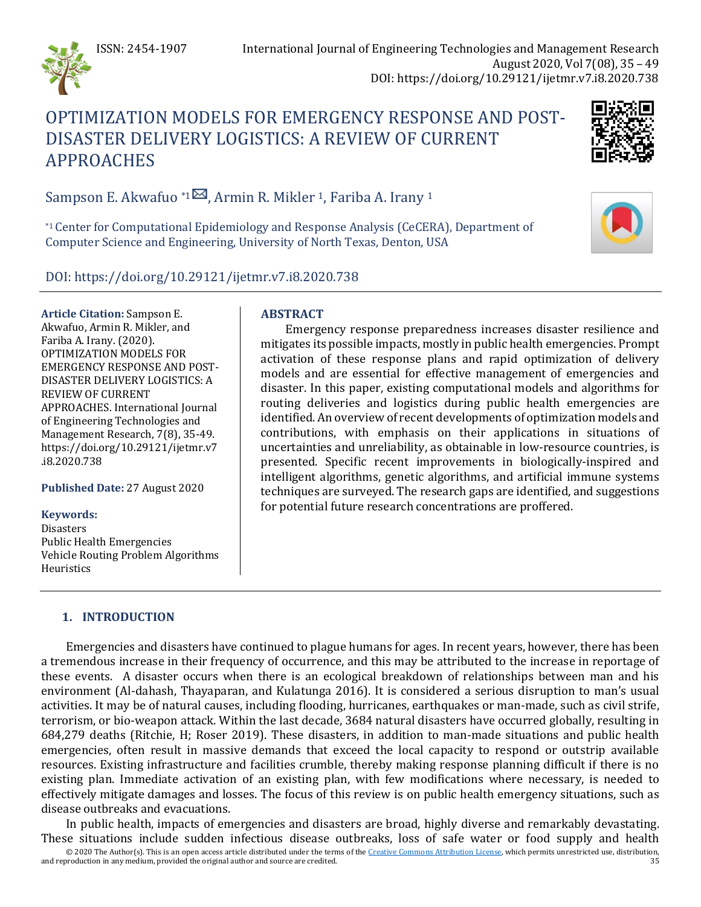# OPTIMIZATION MODELS FOR EMERGENCY RESPONSE AND POST-DISASTER DELIVERY LOGISTICS: A REVIEW OF CURRENT APPROACHES

Sampson E. Akwafuo [*1], Armin R. Mikler [1], Fariba A. Irany [1]

[*1] Center for Computational Epidemiology and Response Analysis (CeCERA), Department of Computer Science and Engineering, University of North Texas, Denton, USA

DOI: https://doi.org/10.29121/ijetmr.v7.i8.2020.738

**Article Citation:** Sampson E. Akwafuo, Armin R. Mikler, and Fariba A. Irany. (2020). OPTIMIZATION MODELS FOR EMERGENCY RESPONSE AND POST-DISASTER DELIVERY LOGISTICS: A REVIEW OF CURRENT APPROACHES. International Journal of Engineering Technologies and Management Research, 7(8), 35-49. https://doi.org/10.29121/ijetmr.v7.i8.2020.738

**Published Date:** 27 August 2020

**Keywords:**
Disasters
Public Health Emergencies
Vehicle Routing Problem Algorithms
Heuristics

## ABSTRACT

Emergency response preparedness increases disaster resilience and mitigates its possible impacts, mostly in public health emergencies. Prompt activation of these response plans and rapid optimization of delivery models and are essential for effective management of emergencies and disaster. In this paper, existing computational models and algorithms for routing deliveries and logistics during public health emergencies are identified. An overview of recent developments of optimization models and contributions, with emphasis on their applications in situations of uncertainties and unreliability, as obtainable in low-resource countries, is presented. Specific recent improvements in biologically-inspired and intelligent algorithms, genetic algorithms, and artificial immune systems techniques are surveyed. The research gaps are identified, and suggestions for potential future research concentrations are proffered.

## 1. INTRODUCTION

Emergencies and disasters have continued to plague humans for ages. In recent years, however, there has been a tremendous increase in their frequency of occurrence, and this may be attributed to the increase in reportage of these events. A disaster occurs when there is an ecological breakdown of relationships between man and his environment (Al-dahash, Thayaparan, and Kulatunga 2016). It is considered a serious disruption to man's usual activities. It may be of natural causes, including flooding, hurricanes, earthquakes or man-made, such as civil strife, terrorism, or bio-weapon attack. Within the last decade, 3684 natural disasters have occurred globally, resulting in 684,279 deaths (Ritchie, H; Roser 2019). These disasters, in addition to man-made situations and public health emergencies, often result in massive demands that exceed the local capacity to respond or outstrip available resources. Existing infrastructure and facilities crumble, thereby making response planning difficult if there is no existing plan. Immediate activation of an existing plan, with few modifications where necessary, is needed to effectively mitigate damages and losses. The focus of this review is on public health emergency situations, such as disease outbreaks and evacuations.

In public health, impacts of emergencies and disasters are broad, highly diverse and remarkably devastating. These situations include sudden infectious disease outbreaks, loss of safe water or food supply and health

© 2020 The Author(s). This is an open access article distributed under the terms of the Creative Commons Attribution License, which permits unrestricted use, distribution, and reproduction in any medium, provided the original author and source are credited.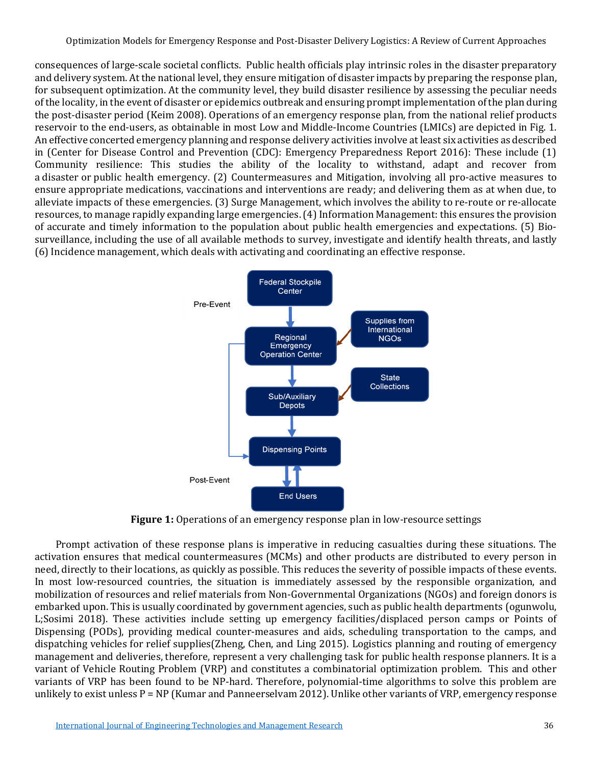consequences of large-scale societal conflicts. Public health officials play intrinsic roles in the disaster preparatory and delivery system. At the national level, they ensure mitigation of disaster impacts by preparing the response plan, for subsequent optimization. At the community level, they build disaster resilience by assessing the peculiar needs of the locality, in the event of disaster or epidemics outbreak and ensuring prompt implementation of the plan during the post-disaster period (Keim 2008). Operations of an emergency response plan, from the national relief products reservoir to the end-users, as obtainable in most Low and Middle-Income Countries (LMICs) are depicted in Fig. 1. An effective concerted emergency planning and response delivery activities involve at least six activities as described in (Center for Disease Control and Prevention (CDC): Emergency Preparedness Report 2016): These include (1) Community resilience: This studies the ability of the locality to withstand, adapt and recover from a disaster or public health emergency. (2) Countermeasures and Mitigation, involving all pro-active measures to ensure appropriate medications, vaccinations and interventions are ready; and delivering them as at when due, to alleviate impacts of these emergencies. (3) Surge Management, which involves the ability to re-route or re-allocate resources, to manage rapidly expanding large emergencies. (4) Information Management: this ensures the provision of accurate and timely information to the population about public health emergencies and expectations. (5) Bio-surveillance, including the use of all available methods to survey, investigate and identify health threats, and lastly (6) Incidence management, which deals with activating and coordinating an effective response.

Pre-Event

Federal Stockpile Center

Regional Emergency Operation Center

Supplies from International NGOs

Sub/Auxiliary Depots

State Collections

Dispensing Points

End Users

Post-Event

**Figure 1:** Operations of an emergency response plan in low-resource settings

Prompt activation of these response plans is imperative in reducing casualties during these situations. The activation ensures that medical countermeasures (MCMs) and other products are distributed to every person in need, directly to their locations, as quickly as possible. This reduces the severity of possible impacts of these events. In most low-resourced countries, the situation is immediately assessed by the responsible organization, and mobilization of resources and relief materials from Non-Governmental Organizations (NGOs) and foreign donors is embarked upon. This is usually coordinated by government agencies, such as public health departments (ogunwolu, L;Sosimi 2018). These activities include setting up emergency facilities/displaced person camps or Points of Dispensing (PODs), providing medical counter-measures and aids, scheduling transportation to the camps, and dispatching vehicles for relief supplies(Zheng, Chen, and Ling 2015). Logistics planning and routing of emergency management and deliveries, therefore, represent a very challenging task for public health response planners. It is a variant of Vehicle Routing Problem (VRP) and constitutes a combinatorial optimization problem. This and other variants of VRP has been found to be NP-hard. Therefore, polynomial-time algorithms to solve this problem are unlikely to exist unless P = NP (Kumar and Panneerselvam 2012). Unlike other variants of VRP, emergency response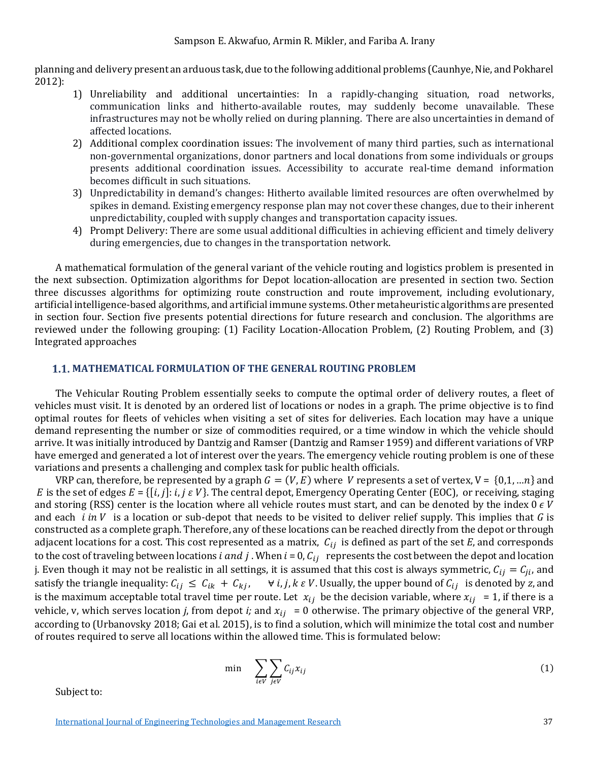planning and delivery present an arduous task, due to the following additional problems (Caunhye, Nie, and Pokharel 2012):

1) Unreliability and additional uncertainties: In a rapidly-changing situation, road networks, communication links and hitherto-available routes, may suddenly become unavailable. These infrastructures may not be wholly relied on during planning. There are also uncertainties in demand of affected locations.
2) Additional complex coordination issues: The involvement of many third parties, such as international non-governmental organizations, donor partners and local donations from some individuals or groups presents additional coordination issues. Accessibility to accurate real-time demand information becomes difficult in such situations.
3) Unpredictability in demand's changes: Hitherto available limited resources are often overwhelmed by spikes in demand. Existing emergency response plan may not cover these changes, due to their inherent unpredictability, coupled with supply changes and transportation capacity issues.
4) Prompt Delivery: There are some usual additional difficulties in achieving efficient and timely delivery during emergencies, due to changes in the transportation network.

A mathematical formulation of the general variant of the vehicle routing and logistics problem is presented in the next subsection. Optimization algorithms for Depot location-allocation are presented in section two. Section three discusses algorithms for optimizing route construction and route improvement, including evolutionary, artificial intelligence-based algorithms, and artificial immune systems. Other metaheuristic algorithms are presented in section four. Section five presents potential directions for future research and conclusion. The algorithms are reviewed under the following grouping: (1) Facility Location-Allocation Problem, (2) Routing Problem, and (3) Integrated approaches

## 1.1. MATHEMATICAL FORMULATION OF THE GENERAL ROUTING PROBLEM

The Vehicular Routing Problem essentially seeks to compute the optimal order of delivery routes, a fleet of vehicles must visit. It is denoted by an ordered list of locations or nodes in a graph. The prime objective is to find optimal routes for fleets of vehicles when visiting a set of sites for deliveries. Each location may have a unique demand representing the number or size of commodities required, or a time window in which the vehicle should arrive. It was initially introduced by Dantzig and Ramser (Dantzig and Ramser 1959) and different variations of VRP have emerged and generated a lot of interest over the years. The emergency vehicle routing problem is one of these variations and presents a challenging and complex task for public health officials.

VRP can, therefore, be represented by a graph $G = (V, E)$ where $V$ represents a set of vertex, $V = \{0,1, \ldots n\}$ and $E$ is the set of edges $E = \{[i, j]: i, j \, \epsilon \, V\}$. The central depot, Emergency Operating Center (EOC), or receiving, staging and storing (RSS) center is the location where all vehicle routes must start, and can be denoted by the index $0 \, \epsilon \, V$ and each $i \; in \; V$ is a location or sub-depot that needs to be visited to deliver relief supply. This implies that $G$ is constructed as a complete graph. Therefore, any of these locations can be reached directly from the depot or through adjacent locations for a cost. This cost represented as a matrix, $C_{ij}$ is defined as part of the set $E$, and corresponds to the cost of traveling between locations $i \; and \; j$. When $i = 0$, $C_{ij}$ represents the cost between the depot and location j. Even though it may not be realistic in all settings, it is assumed that this cost is always symmetric, $C_{ij} = C_{ji}$, and satisfy the triangle inequality: $C_{ij} \leq C_{ik} + C_{kj}$, $\forall \, i, j, k \, \epsilon \, V$. Usually, the upper bound of $C_{ij}$ is denoted by $z$, and is the maximum acceptable total travel time per route. Let $x_{ij}$ be the decision variable, where $x_{ij} = 1$, if there is a vehicle, v, which serves location $j$, from depot $i$; and $x_{ij} = 0$ otherwise. The primary objective of the general VRP, according to (Urbanovsky 2018; Gai et al. 2015), is to find a solution, which will minimize the total cost and number of routes required to serve all locations within the allowed time. This is formulated below:

$$\min \quad \sum_{i \epsilon V} \sum_{j \epsilon V} C_{ij} x_{ij} \tag{1}$$

Subject to: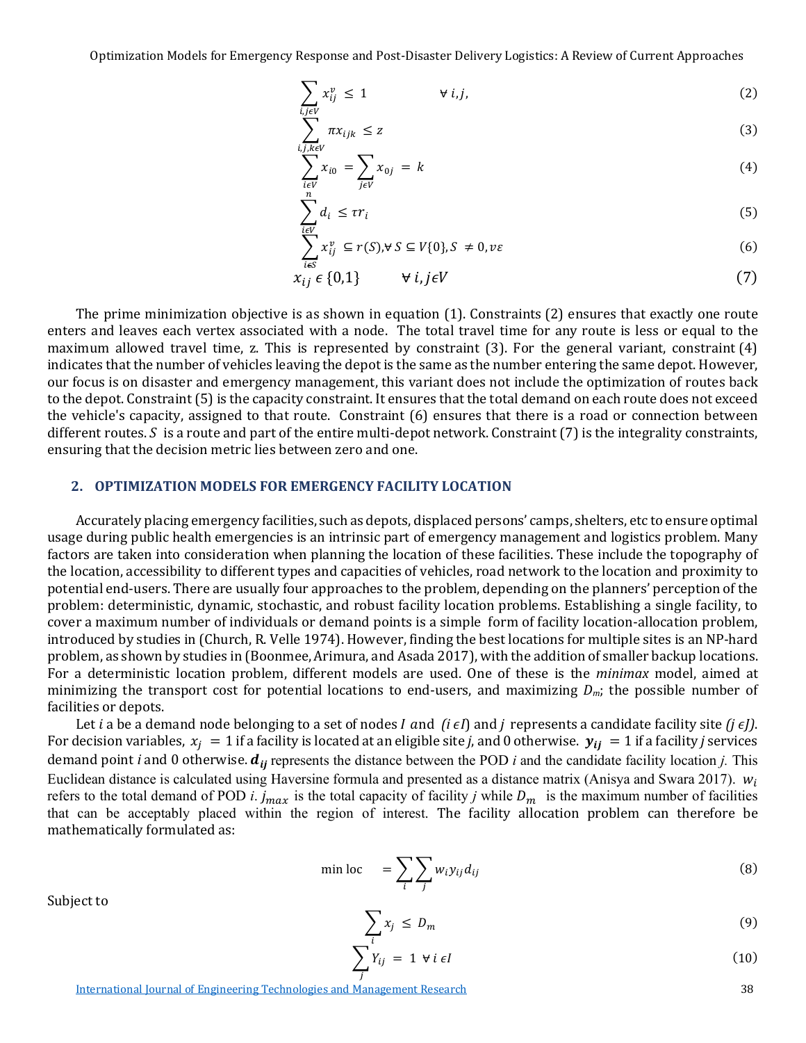$$\sum_{i,j\epsilon V} x_{ij}^{v} \leq 1 \qquad \forall\, i,j, \tag{2}$$

$$\sum_{i,j,k\epsilon V} \pi x_{ijk} \leq z \tag{3}$$

$$\sum_{i\epsilon V} x_{i0} = \sum_{j\epsilon V} x_{0j} = k \tag{4}$$

$$\sum_{i\epsilon V}^{n} d_i \leq \tau r_i \tag{5}$$

$$\sum_{i\epsilon S} x_{ij}^{v} \subseteq r(S), \forall\, S \subseteq V\{0\}, S \neq 0, v\varepsilon \tag{6}$$

$$x_{ij} \epsilon \{0,1\} \qquad \forall\, i, j\epsilon V \tag{7}$$

The prime minimization objective is as shown in equation (1). Constraints (2) ensures that exactly one route enters and leaves each vertex associated with a node. The total travel time for any route is less or equal to the maximum allowed travel time, z. This is represented by constraint (3). For the general variant, constraint (4) indicates that the number of vehicles leaving the depot is the same as the number entering the same depot. However, our focus is on disaster and emergency management, this variant does not include the optimization of routes back to the depot. Constraint (5) is the capacity constraint. It ensures that the total demand on each route does not exceed the vehicle's capacity, assigned to that route. Constraint (6) ensures that there is a road or connection between different routes. $S$ is a route and part of the entire multi-depot network. Constraint (7) is the integrality constraints, ensuring that the decision metric lies between zero and one.

## 2. OPTIMIZATION MODELS FOR EMERGENCY FACILITY LOCATION

Accurately placing emergency facilities, such as depots, displaced persons' camps, shelters, etc to ensure optimal usage during public health emergencies is an intrinsic part of emergency management and logistics problem. Many factors are taken into consideration when planning the location of these facilities. These include the topography of the location, accessibility to different types and capacities of vehicles, road network to the location and proximity to potential end-users. There are usually four approaches to the problem, depending on the planners' perception of the problem: deterministic, dynamic, stochastic, and robust facility location problems. Establishing a single facility, to cover a maximum number of individuals or demand points is a simple form of facility location-allocation problem, introduced by studies in (Church, R. Velle 1974). However, finding the best locations for multiple sites is an NP-hard problem, as shown by studies in (Boonmee, Arimura, and Asada 2017), with the addition of smaller backup locations. For a deterministic location problem, different models are used. One of these is the *minimax* model, aimed at minimizing the transport cost for potential locations to end-users, and maximizing $D_m$; the possible number of facilities or depots.

Let $i$ a be a demand node belonging to a set of nodes $I$ and $(i \epsilon I)$ and $j$ represents a candidate facility site $(j \epsilon J)$. For decision variables, $x_j = 1$ if a facility is located at an eligible site $j$, and 0 otherwise. $\boldsymbol{y_{ij}} = 1$ if a facility $j$ services demand point $i$ and 0 otherwise. $\boldsymbol{d_{ij}}$ represents the distance between the POD $i$ and the candidate facility location $j$. This Euclidean distance is calculated using Haversine formula and presented as a distance matrix (Anisya and Swara 2017). $w_i$ refers to the total demand of POD $i$. $j_{max}$ is the total capacity of facility $j$ while $D_m$ is the maximum number of facilities that can be acceptably placed within the region of interest. The facility allocation problem can therefore be mathematically formulated as:

$$\min \text{loc} \quad = \sum_{i}\sum_{j} w_i y_{ij} d_{ij} \tag{8}$$

Subject to

$$\sum_{i} x_j \leq D_m \tag{9}$$

$$\sum_{j} Y_{ij} = 1 \;\; \forall\, i \,\epsilon I \tag{10}$$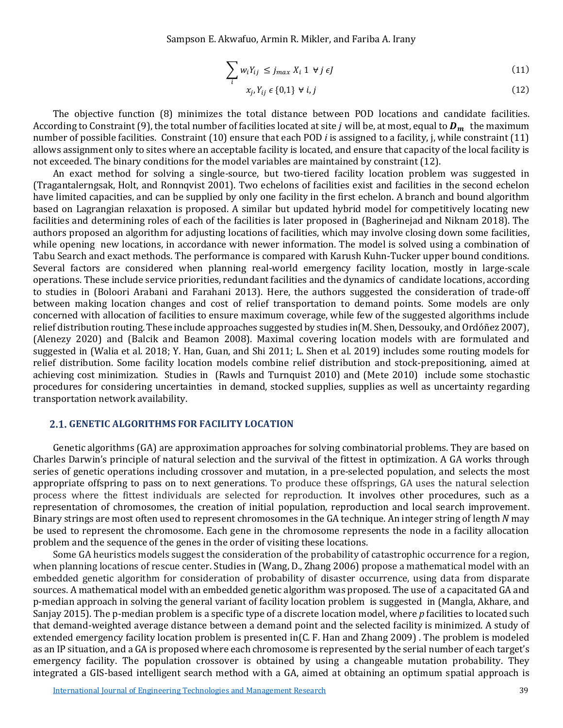$$\sum_i w_i Y_{ij} \leq j_{max} X_i 1 \;\; \forall j \in J \tag{11}$$

$$x_j, Y_{ij} \in \{0,1\} \;\; \forall i, j \tag{12}$$

The objective function (8) minimizes the total distance between POD locations and candidate facilities. According to Constraint (9), the total number of facilities located at site $j$ will be, at most, equal to $\boldsymbol{D_m}$ the maximum number of possible facilities. Constraint (10) ensure that each POD $i$ is assigned to a facility, j, while constraint (11) allows assignment only to sites where an acceptable facility is located, and ensure that capacity of the local facility is not exceeded. The binary conditions for the model variables are maintained by constraint (12).

An exact method for solving a single-source, but two-tiered facility location problem was suggested in (Tragantalerngsak, Holt, and Ronnqvist 2001). Two echelons of facilities exist and facilities in the second echelon have limited capacities, and can be supplied by only one facility in the first echelon. A branch and bound algorithm based on Lagrangian relaxation is proposed. A similar but updated hybrid model for competitively locating new facilities and determining roles of each of the facilities is later proposed in (Bagherinejad and Niknam 2018). The authors proposed an algorithm for adjusting locations of facilities, which may involve closing down some facilities, while opening new locations, in accordance with newer information. The model is solved using a combination of Tabu Search and exact methods. The performance is compared with Karush Kuhn-Tucker upper bound conditions. Several factors are considered when planning real-world emergency facility location, mostly in large-scale operations. These include service priorities, redundant facilities and the dynamics of candidate locations, according to studies in (Boloori Arabani and Farahani 2013). Here, the authors suggested the consideration of trade-off between making location changes and cost of relief transportation to demand points. Some models are only concerned with allocation of facilities to ensure maximum coverage, while few of the suggested algorithms include relief distribution routing. These include approaches suggested by studies in(M. Shen, Dessouky, and Ordóñez 2007), (Alenezy 2020) and (Balcik and Beamon 2008). Maximal covering location models with are formulated and suggested in (Walia et al. 2018; Y. Han, Guan, and Shi 2011; L. Shen et al. 2019) includes some routing models for relief distribution. Some facility location models combine relief distribution and stock-prepositioning, aimed at achieving cost minimization. Studies in (Rawls and Turnquist 2010) and (Mete 2010) include some stochastic procedures for considering uncertainties in demand, stocked supplies, supplies as well as uncertainty regarding transportation network availability.

## 2.1. GENETIC ALGORITHMS FOR FACILITY LOCATION

Genetic algorithms (GA) are approximation approaches for solving combinatorial problems. They are based on Charles Darwin's principle of natural selection and the survival of the fittest in optimization. A GA works through series of genetic operations including crossover and mutation, in a pre-selected population, and selects the most appropriate offspring to pass on to next generations. To produce these offsprings, GA uses the natural selection process where the fittest individuals are selected for reproduction. It involves other procedures, such as a representation of chromosomes, the creation of initial population, reproduction and local search improvement. Binary strings are most often used to represent chromosomes in the GA technique. An integer string of length $N$ may be used to represent the chromosome. Each gene in the chromosome represents the node in a facility allocation problem and the sequence of the genes in the order of visiting these locations.

Some GA heuristics models suggest the consideration of the probability of catastrophic occurrence for a region, when planning locations of rescue center. Studies in (Wang, D., Zhang 2006) propose a mathematical model with an embedded genetic algorithm for consideration of probability of disaster occurrence, using data from disparate sources. A mathematical model with an embedded genetic algorithm was proposed. The use of a capacitated GA and p-median approach in solving the general variant of facility location problem is suggested in (Mangla, Akhare, and Sanjay 2015). The p-median problem is a specific type of a discrete location model, where $p$ facilities to located such that demand-weighted average distance between a demand point and the selected facility is minimized. A study of extended emergency facility location problem is presented in(C. F. Han and Zhang 2009) . The problem is modeled as an IP situation, and a GA is proposed where each chromosome is represented by the serial number of each target's emergency facility. The population crossover is obtained by using a changeable mutation probability. They integrated a GIS-based intelligent search method with a GA, aimed at obtaining an optimum spatial approach is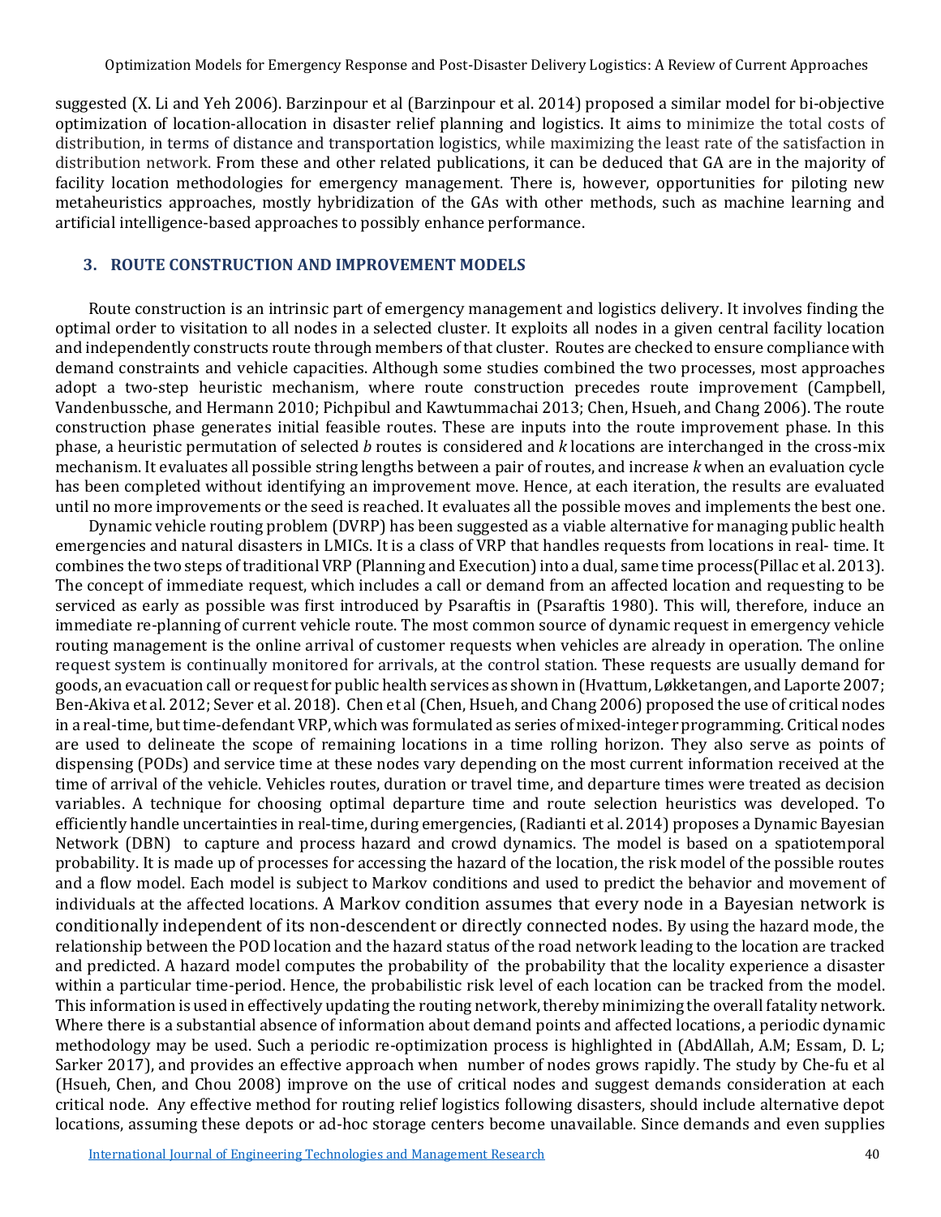suggested (X. Li and Yeh 2006). Barzinpour et al (Barzinpour et al. 2014) proposed a similar model for bi-objective optimization of location-allocation in disaster relief planning and logistics. It aims to minimize the total costs of distribution, in terms of distance and transportation logistics, while maximizing the least rate of the satisfaction in distribution network. From these and other related publications, it can be deduced that GA are in the majority of facility location methodologies for emergency management. There is, however, opportunities for piloting new metaheuristics approaches, mostly hybridization of the GAs with other methods, such as machine learning and artificial intelligence-based approaches to possibly enhance performance.

## 3. ROUTE CONSTRUCTION AND IMPROVEMENT MODELS

Route construction is an intrinsic part of emergency management and logistics delivery. It involves finding the optimal order to visitation to all nodes in a selected cluster. It exploits all nodes in a given central facility location and independently constructs route through members of that cluster. Routes are checked to ensure compliance with demand constraints and vehicle capacities. Although some studies combined the two processes, most approaches adopt a two-step heuristic mechanism, where route construction precedes route improvement (Campbell, Vandenbussche, and Hermann 2010; Pichpibul and Kawtummachai 2013; Chen, Hsueh, and Chang 2006). The route construction phase generates initial feasible routes. These are inputs into the route improvement phase. In this phase, a heuristic permutation of selected *b* routes is considered and *k* locations are interchanged in the cross-mix mechanism. It evaluates all possible string lengths between a pair of routes, and increase *k* when an evaluation cycle has been completed without identifying an improvement move. Hence, at each iteration, the results are evaluated until no more improvements or the seed is reached. It evaluates all the possible moves and implements the best one.

Dynamic vehicle routing problem (DVRP) has been suggested as a viable alternative for managing public health emergencies and natural disasters in LMICs. It is a class of VRP that handles requests from locations in real- time. It combines the two steps of traditional VRP (Planning and Execution) into a dual, same time process(Pillac et al. 2013). The concept of immediate request, which includes a call or demand from an affected location and requesting to be serviced as early as possible was first introduced by Psaraftis in (Psaraftis 1980). This will, therefore, induce an immediate re-planning of current vehicle route. The most common source of dynamic request in emergency vehicle routing management is the online arrival of customer requests when vehicles are already in operation. The online request system is continually monitored for arrivals, at the control station. These requests are usually demand for goods, an evacuation call or request for public health services as shown in (Hvattum, Løkketangen, and Laporte 2007; Ben-Akiva et al. 2012; Sever et al. 2018). Chen et al (Chen, Hsueh, and Chang 2006) proposed the use of critical nodes in a real-time, but time-defendant VRP, which was formulated as series of mixed-integer programming. Critical nodes are used to delineate the scope of remaining locations in a time rolling horizon. They also serve as points of dispensing (PODs) and service time at these nodes vary depending on the most current information received at the time of arrival of the vehicle. Vehicles routes, duration or travel time, and departure times were treated as decision variables. A technique for choosing optimal departure time and route selection heuristics was developed. To efficiently handle uncertainties in real-time, during emergencies, (Radianti et al. 2014) proposes a Dynamic Bayesian Network (DBN) to capture and process hazard and crowd dynamics. The model is based on a spatiotemporal probability. It is made up of processes for accessing the hazard of the location, the risk model of the possible routes and a flow model. Each model is subject to Markov conditions and used to predict the behavior and movement of individuals at the affected locations. A Markov condition assumes that every node in a Bayesian network is conditionally independent of its non-descendent or directly connected nodes. By using the hazard mode, the relationship between the POD location and the hazard status of the road network leading to the location are tracked and predicted. A hazard model computes the probability of the probability that the locality experience a disaster within a particular time-period. Hence, the probabilistic risk level of each location can be tracked from the model. This information is used in effectively updating the routing network, thereby minimizing the overall fatality network. Where there is a substantial absence of information about demand points and affected locations, a periodic dynamic methodology may be used. Such a periodic re-optimization process is highlighted in (AbdAllah, A.M; Essam, D. L; Sarker 2017), and provides an effective approach when number of nodes grows rapidly. The study by Che-fu et al (Hsueh, Chen, and Chou 2008) improve on the use of critical nodes and suggest demands consideration at each critical node. Any effective method for routing relief logistics following disasters, should include alternative depot locations, assuming these depots or ad-hoc storage centers become unavailable. Since demands and even supplies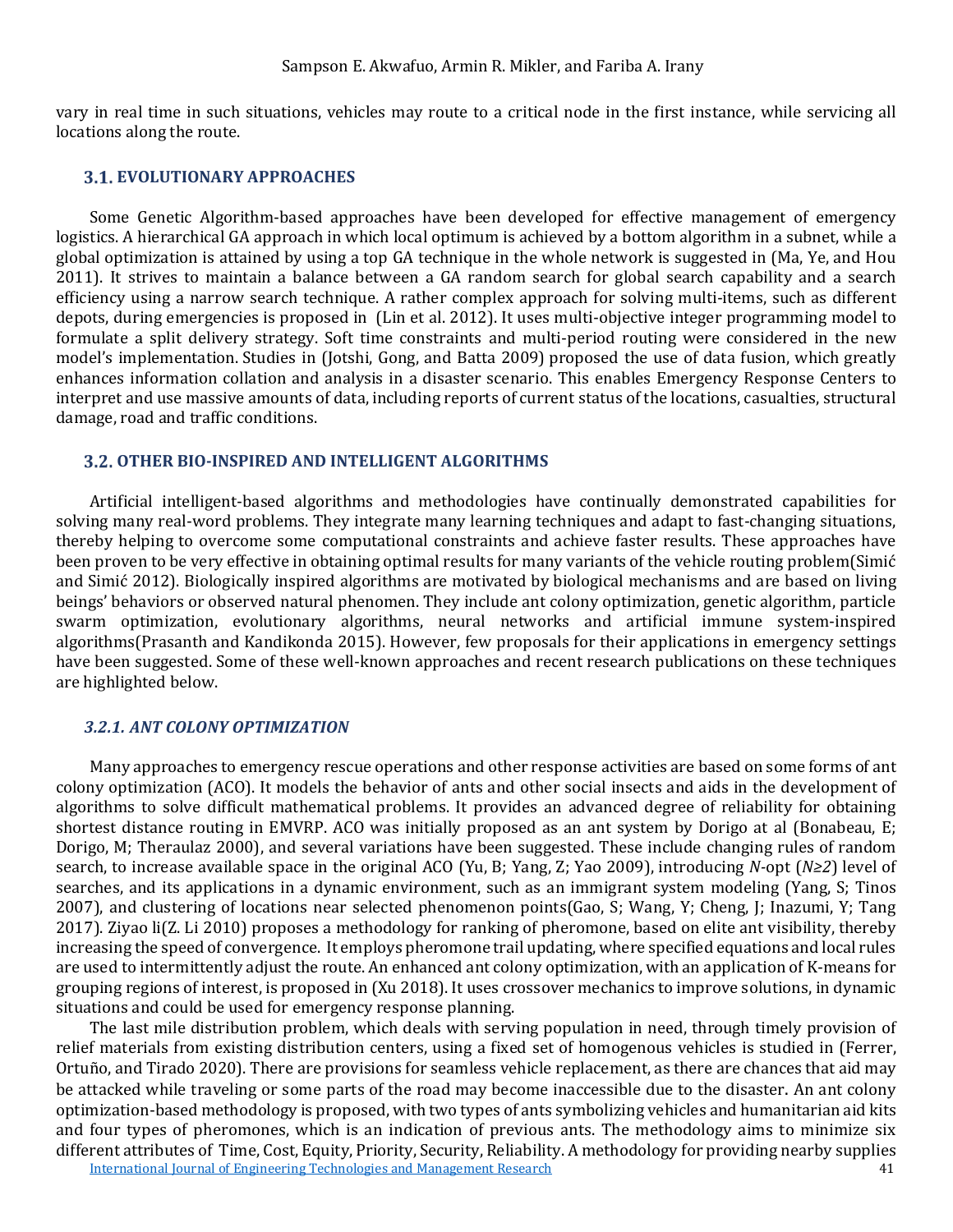vary in real time in such situations, vehicles may route to a critical node in the first instance, while servicing all locations along the route.

## 3.1. EVOLUTIONARY APPROACHES

Some Genetic Algorithm-based approaches have been developed for effective management of emergency logistics. A hierarchical GA approach in which local optimum is achieved by a bottom algorithm in a subnet, while a global optimization is attained by using a top GA technique in the whole network is suggested in (Ma, Ye, and Hou 2011). It strives to maintain a balance between a GA random search for global search capability and a search efficiency using a narrow search technique. A rather complex approach for solving multi-items, such as different depots, during emergencies is proposed in (Lin et al. 2012). It uses multi-objective integer programming model to formulate a split delivery strategy. Soft time constraints and multi-period routing were considered in the new model's implementation. Studies in (Jotshi, Gong, and Batta 2009) proposed the use of data fusion, which greatly enhances information collation and analysis in a disaster scenario. This enables Emergency Response Centers to interpret and use massive amounts of data, including reports of current status of the locations, casualties, structural damage, road and traffic conditions.

## 3.2. OTHER BIO-INSPIRED AND INTELLIGENT ALGORITHMS

Artificial intelligent-based algorithms and methodologies have continually demonstrated capabilities for solving many real-word problems. They integrate many learning techniques and adapt to fast-changing situations, thereby helping to overcome some computational constraints and achieve faster results. These approaches have been proven to be very effective in obtaining optimal results for many variants of the vehicle routing problem(Simić and Simić 2012). Biologically inspired algorithms are motivated by biological mechanisms and are based on living beings' behaviors or observed natural phenomen. They include ant colony optimization, genetic algorithm, particle swarm optimization, evolutionary algorithms, neural networks and artificial immune system-inspired algorithms(Prasanth and Kandikonda 2015). However, few proposals for their applications in emergency settings have been suggested. Some of these well-known approaches and recent research publications on these techniques are highlighted below.

### *3.2.1. ANT COLONY OPTIMIZATION*

Many approaches to emergency rescue operations and other response activities are based on some forms of ant colony optimization (ACO). It models the behavior of ants and other social insects and aids in the development of algorithms to solve difficult mathematical problems. It provides an advanced degree of reliability for obtaining shortest distance routing in EMVRP. ACO was initially proposed as an ant system by Dorigo at al (Bonabeau, E; Dorigo, M; Theraulaz 2000), and several variations have been suggested. These include changing rules of random search, to increase available space in the original ACO (Yu, B; Yang, Z; Yao 2009), introducing *N*-opt ($N \geq 2$) level of searches, and its applications in a dynamic environment, such as an immigrant system modeling (Yang, S; Tinos 2007), and clustering of locations near selected phenomenon points(Gao, S; Wang, Y; Cheng, J; Inazumi, Y; Tang 2017). Ziyao li(Z. Li 2010) proposes a methodology for ranking of pheromone, based on elite ant visibility, thereby increasing the speed of convergence. It employs pheromone trail updating, where specified equations and local rules are used to intermittently adjust the route. An enhanced ant colony optimization, with an application of K-means for grouping regions of interest, is proposed in (Xu 2018). It uses crossover mechanics to improve solutions, in dynamic situations and could be used for emergency response planning.

The last mile distribution problem, which deals with serving population in need, through timely provision of relief materials from existing distribution centers, using a fixed set of homogenous vehicles is studied in (Ferrer, Ortuño, and Tirado 2020). There are provisions for seamless vehicle replacement, as there are chances that aid may be attacked while traveling or some parts of the road may become inaccessible due to the disaster. An ant colony optimization-based methodology is proposed, with two types of ants symbolizing vehicles and humanitarian aid kits and four types of pheromones, which is an indication of previous ants. The methodology aims to minimize six different attributes of Time, Cost, Equity, Priority, Security, Reliability. A methodology for providing nearby supplies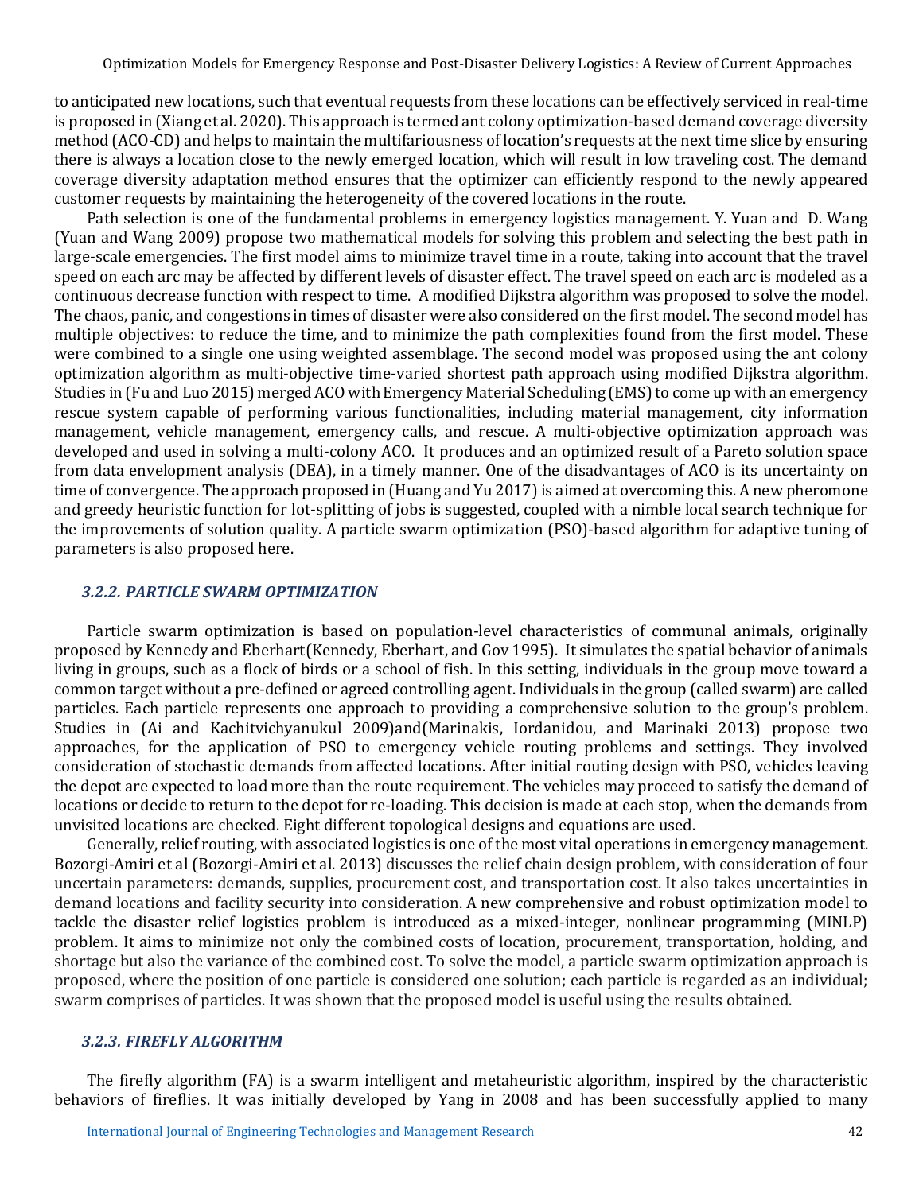to anticipated new locations, such that eventual requests from these locations can be effectively serviced in real-time is proposed in (Xiang et al. 2020). This approach is termed ant colony optimization-based demand coverage diversity method (ACO-CD) and helps to maintain the multifariousness of location's requests at the next time slice by ensuring there is always a location close to the newly emerged location, which will result in low traveling cost. The demand coverage diversity adaptation method ensures that the optimizer can efficiently respond to the newly appeared customer requests by maintaining the heterogeneity of the covered locations in the route.

Path selection is one of the fundamental problems in emergency logistics management. Y. Yuan and D. Wang (Yuan and Wang 2009) propose two mathematical models for solving this problem and selecting the best path in large-scale emergencies. The first model aims to minimize travel time in a route, taking into account that the travel speed on each arc may be affected by different levels of disaster effect. The travel speed on each arc is modeled as a continuous decrease function with respect to time. A modified Dijkstra algorithm was proposed to solve the model. The chaos, panic, and congestions in times of disaster were also considered on the first model. The second model has multiple objectives: to reduce the time, and to minimize the path complexities found from the first model. These were combined to a single one using weighted assemblage. The second model was proposed using the ant colony optimization algorithm as multi-objective time-varied shortest path approach using modified Dijkstra algorithm. Studies in (Fu and Luo 2015) merged ACO with Emergency Material Scheduling (EMS) to come up with an emergency rescue system capable of performing various functionalities, including material management, city information management, vehicle management, emergency calls, and rescue. A multi-objective optimization approach was developed and used in solving a multi-colony ACO. It produces and an optimized result of a Pareto solution space from data envelopment analysis (DEA), in a timely manner. One of the disadvantages of ACO is its uncertainty on time of convergence. The approach proposed in (Huang and Yu 2017) is aimed at overcoming this. A new pheromone and greedy heuristic function for lot-splitting of jobs is suggested, coupled with a nimble local search technique for the improvements of solution quality. A particle swarm optimization (PSO)-based algorithm for adaptive tuning of parameters is also proposed here.

### *3.2.2. PARTICLE SWARM OPTIMIZATION*

Particle swarm optimization is based on population-level characteristics of communal animals, originally proposed by Kennedy and Eberhart(Kennedy, Eberhart, and Gov 1995). It simulates the spatial behavior of animals living in groups, such as a flock of birds or a school of fish. In this setting, individuals in the group move toward a common target without a pre-defined or agreed controlling agent. Individuals in the group (called swarm) are called particles. Each particle represents one approach to providing a comprehensive solution to the group's problem. Studies in (Ai and Kachitvichyanukul 2009)and(Marinakis, Iordanidou, and Marinaki 2013) propose two approaches, for the application of PSO to emergency vehicle routing problems and settings. They involved consideration of stochastic demands from affected locations. After initial routing design with PSO, vehicles leaving the depot are expected to load more than the route requirement. The vehicles may proceed to satisfy the demand of locations or decide to return to the depot for re-loading. This decision is made at each stop, when the demands from unvisited locations are checked. Eight different topological designs and equations are used.

Generally, relief routing, with associated logistics is one of the most vital operations in emergency management. Bozorgi-Amiri et al (Bozorgi-Amiri et al. 2013) discusses the relief chain design problem, with consideration of four uncertain parameters: demands, supplies, procurement cost, and transportation cost. It also takes uncertainties in demand locations and facility security into consideration. A new comprehensive and robust optimization model to tackle the disaster relief logistics problem is introduced as a mixed-integer, nonlinear programming (MINLP) problem. It aims to minimize not only the combined costs of location, procurement, transportation, holding, and shortage but also the variance of the combined cost. To solve the model, a particle swarm optimization approach is proposed, where the position of one particle is considered one solution; each particle is regarded as an individual; swarm comprises of particles. It was shown that the proposed model is useful using the results obtained.

### *3.2.3. FIREFLY ALGORITHM*

The firefly algorithm (FA) is a swarm intelligent and metaheuristic algorithm, inspired by the characteristic behaviors of fireflies. It was initially developed by Yang in 2008 and has been successfully applied to many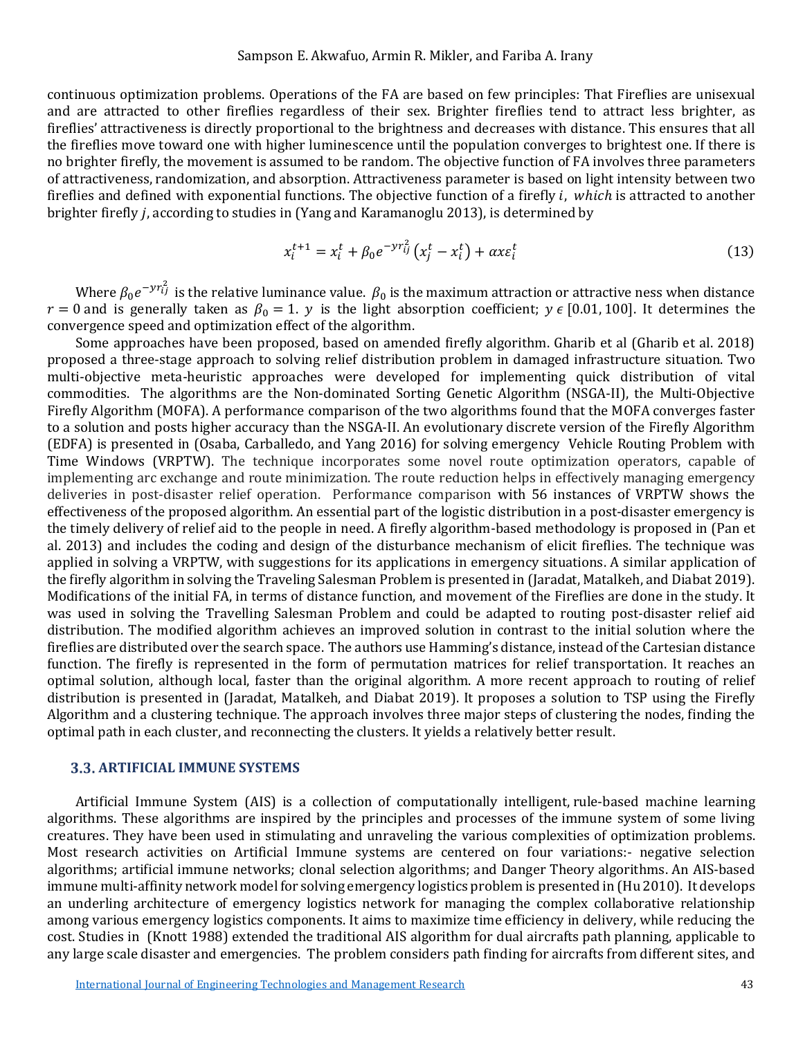continuous optimization problems. Operations of the FA are based on few principles: That Fireflies are unisexual and are attracted to other fireflies regardless of their sex. Brighter fireflies tend to attract less brighter, as fireflies' attractiveness is directly proportional to the brightness and decreases with distance. This ensures that all the fireflies move toward one with higher luminescence until the population converges to brightest one. If there is no brighter firefly, the movement is assumed to be random. The objective function of FA involves three parameters of attractiveness, randomization, and absorption. Attractiveness parameter is based on light intensity between two fireflies and defined with exponential functions. The objective function of a firefly $i$, *which* is attracted to another brighter firefly $j$, according to studies in (Yang and Karamanoglu 2013), is determined by

$$x_i^{t+1} = x_i^t + \beta_0 e^{-yr_{ij}^2}\left(x_j^t - x_i^t\right) + \alpha x \varepsilon_i^t \tag{13}$$

Where $\beta_0 e^{-yr_{ij}^2}$ is the relative luminance value. $\beta_0$ is the maximum attraction or attractive ness when distance $r = 0$ and is generally taken as $\beta_0 = 1$. $y$ is the light absorption coefficient; $y \in [0.01, 100]$. It determines the convergence speed and optimization effect of the algorithm.

Some approaches have been proposed, based on amended firefly algorithm. Gharib et al (Gharib et al. 2018) proposed a three-stage approach to solving relief distribution problem in damaged infrastructure situation. Two multi-objective meta-heuristic approaches were developed for implementing quick distribution of vital commodities. The algorithms are the Non-dominated Sorting Genetic Algorithm (NSGA-II), the Multi-Objective Firefly Algorithm (MOFA). A performance comparison of the two algorithms found that the MOFA converges faster to a solution and posts higher accuracy than the NSGA-II. An evolutionary discrete version of the Firefly Algorithm (EDFA) is presented in (Osaba, Carballedo, and Yang 2016) for solving emergency Vehicle Routing Problem with Time Windows (VRPTW). The technique incorporates some novel route optimization operators, capable of implementing arc exchange and route minimization. The route reduction helps in effectively managing emergency deliveries in post-disaster relief operation. Performance comparison with 56 instances of VRPTW shows the effectiveness of the proposed algorithm. An essential part of the logistic distribution in a post-disaster emergency is the timely delivery of relief aid to the people in need. A firefly algorithm-based methodology is proposed in (Pan et al. 2013) and includes the coding and design of the disturbance mechanism of elicit fireflies. The technique was applied in solving a VRPTW, with suggestions for its applications in emergency situations. A similar application of the firefly algorithm in solving the Traveling Salesman Problem is presented in (Jaradat, Matalkeh, and Diabat 2019). Modifications of the initial FA, in terms of distance function, and movement of the Fireflies are done in the study. It was used in solving the Travelling Salesman Problem and could be adapted to routing post-disaster relief aid distribution. The modified algorithm achieves an improved solution in contrast to the initial solution where the fireflies are distributed over the search space. The authors use Hamming's distance, instead of the Cartesian distance function. The firefly is represented in the form of permutation matrices for relief transportation. It reaches an optimal solution, although local, faster than the original algorithm. A more recent approach to routing of relief distribution is presented in (Jaradat, Matalkeh, and Diabat 2019). It proposes a solution to TSP using the Firefly Algorithm and a clustering technique. The approach involves three major steps of clustering the nodes, finding the optimal path in each cluster, and reconnecting the clusters. It yields a relatively better result.

## 3.3. ARTIFICIAL IMMUNE SYSTEMS

Artificial Immune System (AIS) is a collection of computationally intelligent, rule-based machine learning algorithms. These algorithms are inspired by the principles and processes of the immune system of some living creatures. They have been used in stimulating and unraveling the various complexities of optimization problems. Most research activities on Artificial Immune systems are centered on four variations:- negative selection algorithms; artificial immune networks; clonal selection algorithms; and Danger Theory algorithms. An AIS-based immune multi-affinity network model for solving emergency logistics problem is presented in (Hu 2010). It develops an underling architecture of emergency logistics network for managing the complex collaborative relationship among various emergency logistics components. It aims to maximize time efficiency in delivery, while reducing the cost. Studies in (Knott 1988) extended the traditional AIS algorithm for dual aircrafts path planning, applicable to any large scale disaster and emergencies. The problem considers path finding for aircrafts from different sites, and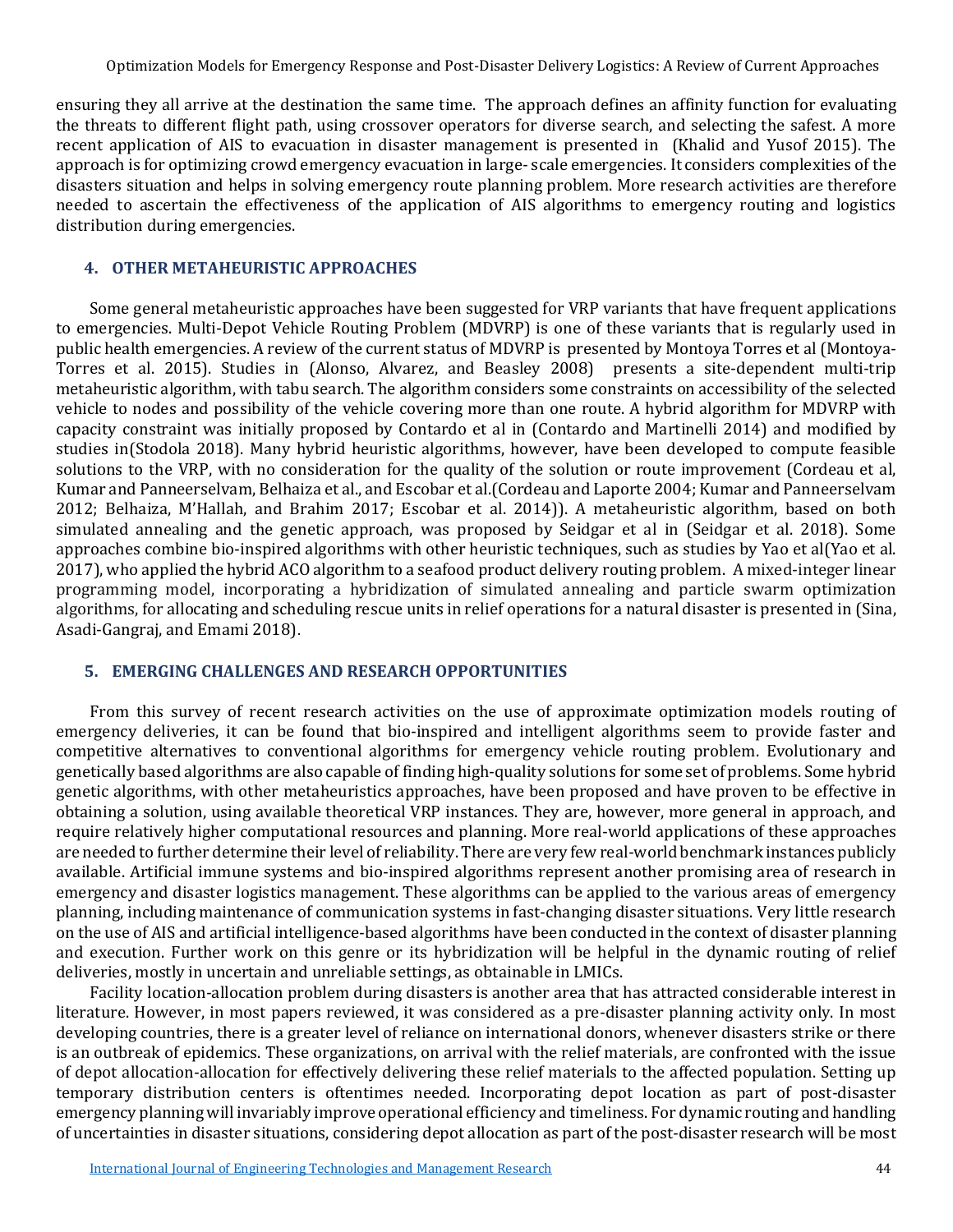ensuring they all arrive at the destination the same time. The approach defines an affinity function for evaluating the threats to different flight path, using crossover operators for diverse search, and selecting the safest. A more recent application of AIS to evacuation in disaster management is presented in (Khalid and Yusof 2015). The approach is for optimizing crowd emergency evacuation in large- scale emergencies. It considers complexities of the disasters situation and helps in solving emergency route planning problem. More research activities are therefore needed to ascertain the effectiveness of the application of AIS algorithms to emergency routing and logistics distribution during emergencies.

## 4. OTHER METAHEURISTIC APPROACHES

Some general metaheuristic approaches have been suggested for VRP variants that have frequent applications to emergencies. Multi-Depot Vehicle Routing Problem (MDVRP) is one of these variants that is regularly used in public health emergencies. A review of the current status of MDVRP is presented by Montoya Torres et al (Montoya-Torres et al. 2015). Studies in (Alonso, Alvarez, and Beasley 2008) presents a site-dependent multi-trip metaheuristic algorithm, with tabu search. The algorithm considers some constraints on accessibility of the selected vehicle to nodes and possibility of the vehicle covering more than one route. A hybrid algorithm for MDVRP with capacity constraint was initially proposed by Contardo et al in (Contardo and Martinelli 2014) and modified by studies in(Stodola 2018). Many hybrid heuristic algorithms, however, have been developed to compute feasible solutions to the VRP, with no consideration for the quality of the solution or route improvement (Cordeau et al, Kumar and Panneerselvam, Belhaiza et al., and Escobar et al.(Cordeau and Laporte 2004; Kumar and Panneerselvam 2012; Belhaiza, M'Hallah, and Brahim 2017; Escobar et al. 2014)). A metaheuristic algorithm, based on both simulated annealing and the genetic approach, was proposed by Seidgar et al in (Seidgar et al. 2018). Some approaches combine bio-inspired algorithms with other heuristic techniques, such as studies by Yao et al(Yao et al. 2017), who applied the hybrid ACO algorithm to a seafood product delivery routing problem. A mixed-integer linear programming model, incorporating a hybridization of simulated annealing and particle swarm optimization algorithms, for allocating and scheduling rescue units in relief operations for a natural disaster is presented in (Sina, Asadi-Gangraj, and Emami 2018).

## 5. EMERGING CHALLENGES AND RESEARCH OPPORTUNITIES

From this survey of recent research activities on the use of approximate optimization models routing of emergency deliveries, it can be found that bio-inspired and intelligent algorithms seem to provide faster and competitive alternatives to conventional algorithms for emergency vehicle routing problem. Evolutionary and genetically based algorithms are also capable of finding high-quality solutions for some set of problems. Some hybrid genetic algorithms, with other metaheuristics approaches, have been proposed and have proven to be effective in obtaining a solution, using available theoretical VRP instances. They are, however, more general in approach, and require relatively higher computational resources and planning. More real-world applications of these approaches are needed to further determine their level of reliability. There are very few real-world benchmark instances publicly available. Artificial immune systems and bio-inspired algorithms represent another promising area of research in emergency and disaster logistics management. These algorithms can be applied to the various areas of emergency planning, including maintenance of communication systems in fast-changing disaster situations. Very little research on the use of AIS and artificial intelligence-based algorithms have been conducted in the context of disaster planning and execution. Further work on this genre or its hybridization will be helpful in the dynamic routing of relief deliveries, mostly in uncertain and unreliable settings, as obtainable in LMICs.

Facility location-allocation problem during disasters is another area that has attracted considerable interest in literature. However, in most papers reviewed, it was considered as a pre-disaster planning activity only. In most developing countries, there is a greater level of reliance on international donors, whenever disasters strike or there is an outbreak of epidemics. These organizations, on arrival with the relief materials, are confronted with the issue of depot allocation-allocation for effectively delivering these relief materials to the affected population. Setting up temporary distribution centers is oftentimes needed. Incorporating depot location as part of post-disaster emergency planning will invariably improve operational efficiency and timeliness. For dynamic routing and handling of uncertainties in disaster situations, considering depot allocation as part of the post-disaster research will be most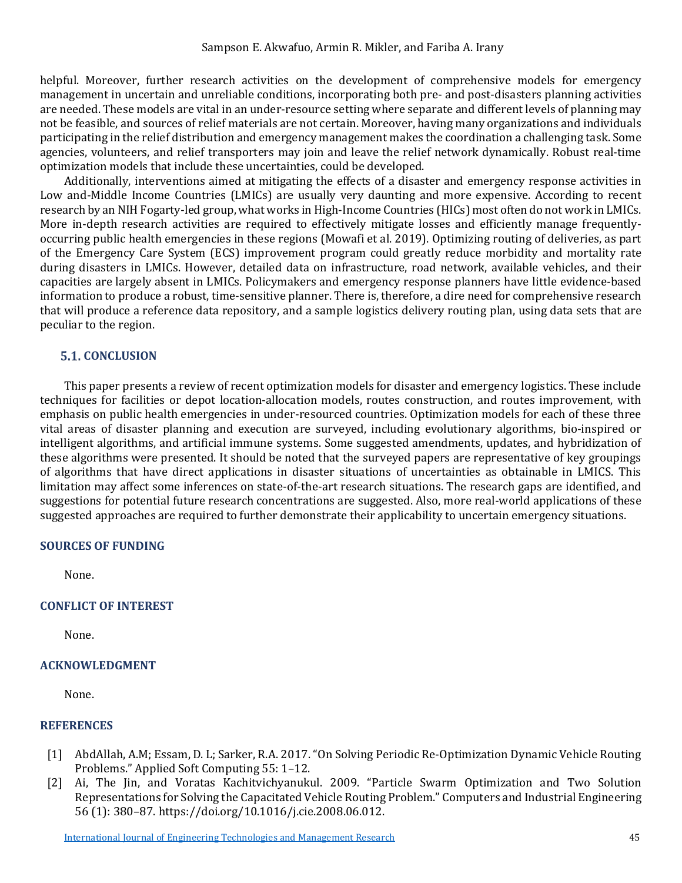helpful. Moreover, further research activities on the development of comprehensive models for emergency management in uncertain and unreliable conditions, incorporating both pre- and post-disasters planning activities are needed. These models are vital in an under-resource setting where separate and different levels of planning may not be feasible, and sources of relief materials are not certain. Moreover, having many organizations and individuals participating in the relief distribution and emergency management makes the coordination a challenging task. Some agencies, volunteers, and relief transporters may join and leave the relief network dynamically. Robust real-time optimization models that include these uncertainties, could be developed.

Additionally, interventions aimed at mitigating the effects of a disaster and emergency response activities in Low and-Middle Income Countries (LMICs) are usually very daunting and more expensive. According to recent research by an NIH Fogarty-led group, what works in High-Income Countries (HICs) most often do not work in LMICs. More in-depth research activities are required to effectively mitigate losses and efficiently manage frequently-occurring public health emergencies in these regions (Mowafi et al. 2019). Optimizing routing of deliveries, as part of the Emergency Care System (ECS) improvement program could greatly reduce morbidity and mortality rate during disasters in LMICs. However, detailed data on infrastructure, road network, available vehicles, and their capacities are largely absent in LMICs. Policymakers and emergency response planners have little evidence-based information to produce a robust, time-sensitive planner. There is, therefore, a dire need for comprehensive research that will produce a reference data repository, and a sample logistics delivery routing plan, using data sets that are peculiar to the region.

## 5.1. CONCLUSION

This paper presents a review of recent optimization models for disaster and emergency logistics. These include techniques for facilities or depot location-allocation models, routes construction, and routes improvement, with emphasis on public health emergencies in under-resourced countries. Optimization models for each of these three vital areas of disaster planning and execution are surveyed, including evolutionary algorithms, bio-inspired or intelligent algorithms, and artificial immune systems. Some suggested amendments, updates, and hybridization of these algorithms were presented. It should be noted that the surveyed papers are representative of key groupings of algorithms that have direct applications in disaster situations of uncertainties as obtainable in LMICS. This limitation may affect some inferences on state-of-the-art research situations. The research gaps are identified, and suggestions for potential future research concentrations are suggested. Also, more real-world applications of these suggested approaches are required to further demonstrate their applicability to uncertain emergency situations.

## SOURCES OF FUNDING

None.

## CONFLICT OF INTEREST

None.

## ACKNOWLEDGMENT

None.

## REFERENCES

[1] AbdAllah, A.M; Essam, D. L; Sarker, R.A. 2017. "On Solving Periodic Re-Optimization Dynamic Vehicle Routing Problems." Applied Soft Computing 55: 1–12.

[2] Ai, The Jin, and Voratas Kachitvichyanukul. 2009. "Particle Swarm Optimization and Two Solution Representations for Solving the Capacitated Vehicle Routing Problem." Computers and Industrial Engineering 56 (1): 380–87. https://doi.org/10.1016/j.cie.2008.06.012.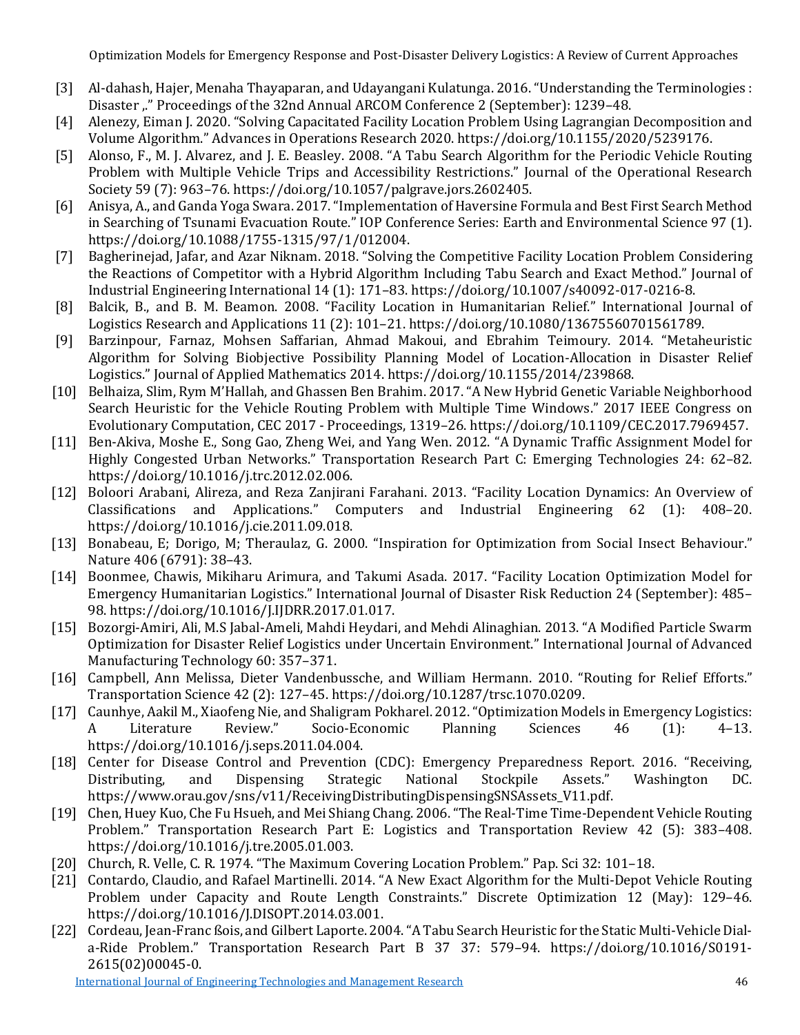[3] Al-dahash, Hajer, Menaha Thayaparan, and Udayangani Kulatunga. 2016. "Understanding the Terminologies : Disaster ,." Proceedings of the 32nd Annual ARCOM Conference 2 (September): 1239–48.

[4] Alenezy, Eiman J. 2020. "Solving Capacitated Facility Location Problem Using Lagrangian Decomposition and Volume Algorithm." Advances in Operations Research 2020. https://doi.org/10.1155/2020/5239176.

[5] Alonso, F., M. J. Alvarez, and J. E. Beasley. 2008. "A Tabu Search Algorithm for the Periodic Vehicle Routing Problem with Multiple Vehicle Trips and Accessibility Restrictions." Journal of the Operational Research Society 59 (7): 963–76. https://doi.org/10.1057/palgrave.jors.2602405.

[6] Anisya, A., and Ganda Yoga Swara. 2017. "Implementation of Haversine Formula and Best First Search Method in Searching of Tsunami Evacuation Route." IOP Conference Series: Earth and Environmental Science 97 (1). https://doi.org/10.1088/1755-1315/97/1/012004.

[7] Bagherinejad, Jafar, and Azar Niknam. 2018. "Solving the Competitive Facility Location Problem Considering the Reactions of Competitor with a Hybrid Algorithm Including Tabu Search and Exact Method." Journal of Industrial Engineering International 14 (1): 171–83. https://doi.org/10.1007/s40092-017-0216-8.

[8] Balcik, B., and B. M. Beamon. 2008. "Facility Location in Humanitarian Relief." International Journal of Logistics Research and Applications 11 (2): 101–21. https://doi.org/10.1080/13675560701561789.

[9] Barzinpour, Farnaz, Mohsen Saffarian, Ahmad Makoui, and Ebrahim Teimoury. 2014. "Metaheuristic Algorithm for Solving Biobjective Possibility Planning Model of Location-Allocation in Disaster Relief Logistics." Journal of Applied Mathematics 2014. https://doi.org/10.1155/2014/239868.

[10] Belhaiza, Slim, Rym M'Hallah, and Ghassen Ben Brahim. 2017. "A New Hybrid Genetic Variable Neighborhood Search Heuristic for the Vehicle Routing Problem with Multiple Time Windows." 2017 IEEE Congress on Evolutionary Computation, CEC 2017 - Proceedings, 1319–26. https://doi.org/10.1109/CEC.2017.7969457.

[11] Ben-Akiva, Moshe E., Song Gao, Zheng Wei, and Yang Wen. 2012. "A Dynamic Traffic Assignment Model for Highly Congested Urban Networks." Transportation Research Part C: Emerging Technologies 24: 62–82. https://doi.org/10.1016/j.trc.2012.02.006.

[12] Boloori Arabani, Alireza, and Reza Zanjirani Farahani. 2013. "Facility Location Dynamics: An Overview of Classifications and Applications." Computers and Industrial Engineering 62 (1): 408–20. https://doi.org/10.1016/j.cie.2011.09.018.

[13] Bonabeau, E; Dorigo, M; Theraulaz, G. 2000. "Inspiration for Optimization from Social Insect Behaviour." Nature 406 (6791): 38–43.

[14] Boonmee, Chawis, Mikiharu Arimura, and Takumi Asada. 2017. "Facility Location Optimization Model for Emergency Humanitarian Logistics." International Journal of Disaster Risk Reduction 24 (September): 485–98. https://doi.org/10.1016/J.IJDRR.2017.01.017.

[15] Bozorgi-Amiri, Ali, M.S Jabal-Ameli, Mahdi Heydari, and Mehdi Alinaghian. 2013. "A Modified Particle Swarm Optimization for Disaster Relief Logistics under Uncertain Environment." International Journal of Advanced Manufacturing Technology 60: 357–371.

[16] Campbell, Ann Melissa, Dieter Vandenbussche, and William Hermann. 2010. "Routing for Relief Efforts." Transportation Science 42 (2): 127–45. https://doi.org/10.1287/trsc.1070.0209.

[17] Caunhye, Aakil M., Xiaofeng Nie, and Shaligram Pokharel. 2012. "Optimization Models in Emergency Logistics: A Literature Review." Socio-Economic Planning Sciences 46 (1): 4–13. https://doi.org/10.1016/j.seps.2011.04.004.

[18] Center for Disease Control and Prevention (CDC): Emergency Preparedness Report. 2016. "Receiving, Distributing, and Dispensing Strategic National Stockpile Assets." Washington DC. https://www.orau.gov/sns/v11/ReceivingDistributingDispensingSNSAssets_V11.pdf.

[19] Chen, Huey Kuo, Che Fu Hsueh, and Mei Shiang Chang. 2006. "The Real-Time Time-Dependent Vehicle Routing Problem." Transportation Research Part E: Logistics and Transportation Review 42 (5): 383–408. https://doi.org/10.1016/j.tre.2005.01.003.

[20] Church, R. Velle, C. R. 1974. "The Maximum Covering Location Problem." Pap. Sci 32: 101–18.

[21] Contardo, Claudio, and Rafael Martinelli. 2014. "A New Exact Algorithm for the Multi-Depot Vehicle Routing Problem under Capacity and Route Length Constraints." Discrete Optimization 12 (May): 129–46. https://doi.org/10.1016/J.DISOPT.2014.03.001.

[22] Cordeau, Jean-Franc ßois, and Gilbert Laporte. 2004. "A Tabu Search Heuristic for the Static Multi-Vehicle Dial-a-Ride Problem." Transportation Research Part B 37 37: 579–94. https://doi.org/10.1016/S0191-2615(02)00045-0.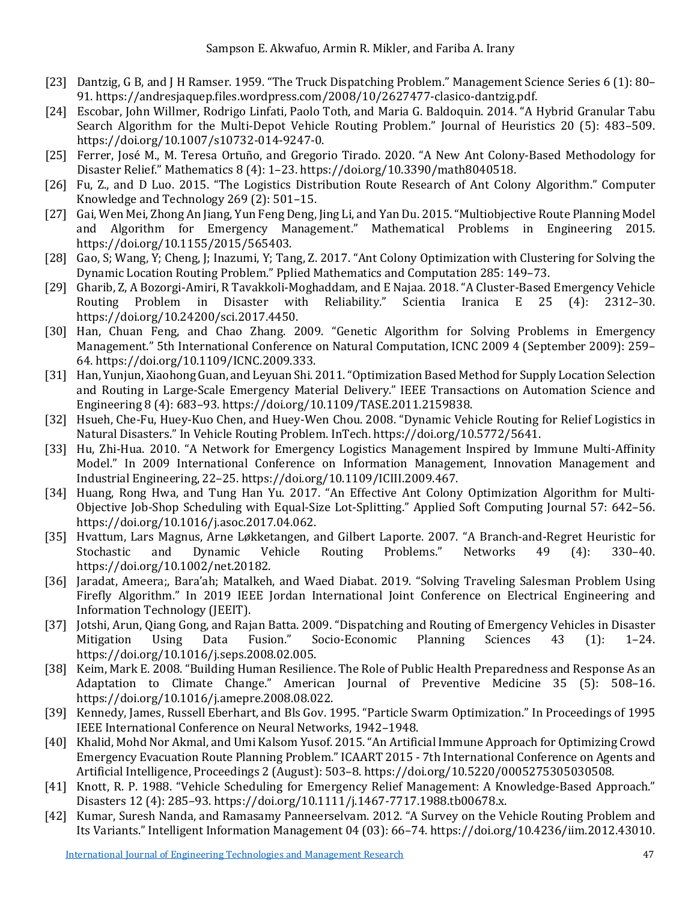[23] Dantzig, G B, and J H Ramser. 1959. "The Truck Dispatching Problem." Management Science Series 6 (1): 80–91. https://andresjaquep.files.wordpress.com/2008/10/2627477-clasico-dantzig.pdf.

[24] Escobar, John Willmer, Rodrigo Linfati, Paolo Toth, and Maria G. Baldoquin. 2014. "A Hybrid Granular Tabu Search Algorithm for the Multi-Depot Vehicle Routing Problem." Journal of Heuristics 20 (5): 483–509. https://doi.org/10.1007/s10732-014-9247-0.

[25] Ferrer, José M., M. Teresa Ortuño, and Gregorio Tirado. 2020. "A New Ant Colony-Based Methodology for Disaster Relief." Mathematics 8 (4): 1–23. https://doi.org/10.3390/math8040518.

[26] Fu, Z., and D Luo. 2015. "The Logistics Distribution Route Research of Ant Colony Algorithm." Computer Knowledge and Technology 269 (2): 501–15.

[27] Gai, Wen Mei, Zhong An Jiang, Yun Feng Deng, Jing Li, and Yan Du. 2015. "Multiobjective Route Planning Model and Algorithm for Emergency Management." Mathematical Problems in Engineering 2015. https://doi.org/10.1155/2015/565403.

[28] Gao, S; Wang, Y; Cheng, J; Inazumi, Y; Tang, Z. 2017. "Ant Colony Optimization with Clustering for Solving the Dynamic Location Routing Problem." Pplied Mathematics and Computation 285: 149–73.

[29] Gharib, Z, A Bozorgi-Amiri, R Tavakkoli-Moghaddam, and E Najaa. 2018. "A Cluster-Based Emergency Vehicle Routing Problem in Disaster with Reliability." Scientia Iranica E 25 (4): 2312–30. https://doi.org/10.24200/sci.2017.4450.

[30] Han, Chuan Feng, and Chao Zhang. 2009. "Genetic Algorithm for Solving Problems in Emergency Management." 5th International Conference on Natural Computation, ICNC 2009 4 (September 2009): 259–64. https://doi.org/10.1109/ICNC.2009.333.

[31] Han, Yunjun, Xiaohong Guan, and Leyuan Shi. 2011. "Optimization Based Method for Supply Location Selection and Routing in Large-Scale Emergency Material Delivery." IEEE Transactions on Automation Science and Engineering 8 (4): 683–93. https://doi.org/10.1109/TASE.2011.2159838.

[32] Hsueh, Che-Fu, Huey-Kuo Chen, and Huey-Wen Chou. 2008. "Dynamic Vehicle Routing for Relief Logistics in Natural Disasters." In Vehicle Routing Problem. InTech. https://doi.org/10.5772/5641.

[33] Hu, Zhi-Hua. 2010. "A Network for Emergency Logistics Management Inspired by Immune Multi-Affinity Model." In 2009 International Conference on Information Management, Innovation Management and Industrial Engineering, 22–25. https://doi.org/10.1109/ICIII.2009.467.

[34] Huang, Rong Hwa, and Tung Han Yu. 2017. "An Effective Ant Colony Optimization Algorithm for Multi-Objective Job-Shop Scheduling with Equal-Size Lot-Splitting." Applied Soft Computing Journal 57: 642–56. https://doi.org/10.1016/j.asoc.2017.04.062.

[35] Hvattum, Lars Magnus, Arne Løkketangen, and Gilbert Laporte. 2007. "A Branch-and-Regret Heuristic for Stochastic and Dynamic Vehicle Routing Problems." Networks 49 (4): 330–40. https://doi.org/10.1002/net.20182.

[36] Jaradat, Ameera;, Bara'ah; Matalkeh, and Waed Diabat. 2019. "Solving Traveling Salesman Problem Using Firefly Algorithm." In 2019 IEEE Jordan International Joint Conference on Electrical Engineering and Information Technology (JEEIT).

[37] Jotshi, Arun, Qiang Gong, and Rajan Batta. 2009. "Dispatching and Routing of Emergency Vehicles in Disaster Mitigation Using Data Fusion." Socio-Economic Planning Sciences 43 (1): 1–24. https://doi.org/10.1016/j.seps.2008.02.005.

[38] Keim, Mark E. 2008. "Building Human Resilience. The Role of Public Health Preparedness and Response As an Adaptation to Climate Change." American Journal of Preventive Medicine 35 (5): 508–16. https://doi.org/10.1016/j.amepre.2008.08.022.

[39] Kennedy, James, Russell Eberhart, and Bls Gov. 1995. "Particle Swarm Optimization." In Proceedings of 1995 IEEE International Conference on Neural Networks, 1942–1948.

[40] Khalid, Mohd Nor Akmal, and Umi Kalsom Yusof. 2015. "An Artificial Immune Approach for Optimizing Crowd Emergency Evacuation Route Planning Problem." ICAART 2015 - 7th International Conference on Agents and Artificial Intelligence, Proceedings 2 (August): 503–8. https://doi.org/10.5220/0005275305030508.

[41] Knott, R. P. 1988. "Vehicle Scheduling for Emergency Relief Management: A Knowledge-Based Approach." Disasters 12 (4): 285–93. https://doi.org/10.1111/j.1467-7717.1988.tb00678.x.

[42] Kumar, Suresh Nanda, and Ramasamy Panneerselvam. 2012. "A Survey on the Vehicle Routing Problem and Its Variants." Intelligent Information Management 04 (03): 66–74. https://doi.org/10.4236/iim.2012.43010.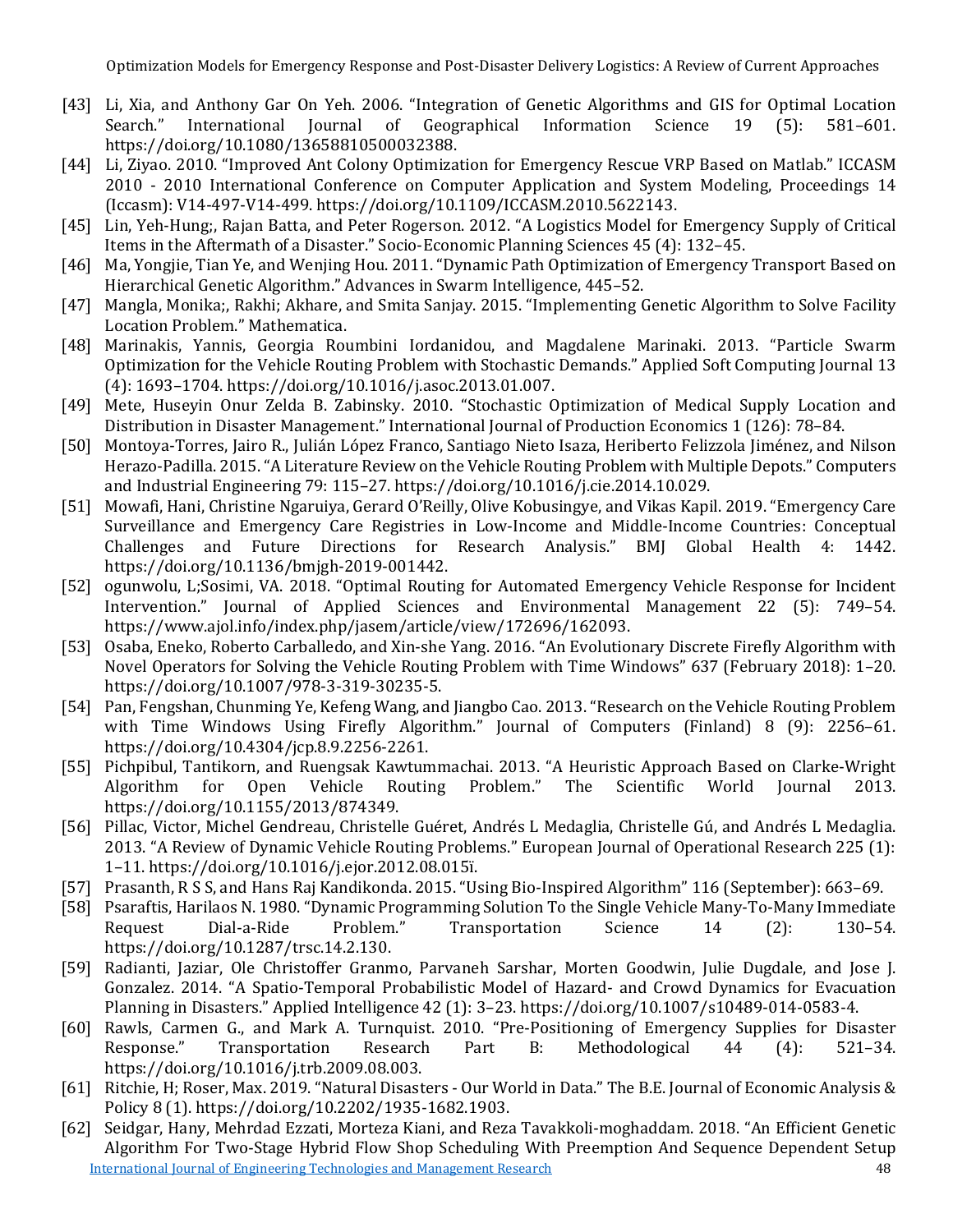[43] Li, Xia, and Anthony Gar On Yeh. 2006. "Integration of Genetic Algorithms and GIS for Optimal Location Search." International Journal of Geographical Information Science 19 (5): 581–601. https://doi.org/10.1080/13658810500032388.

[44] Li, Ziyao. 2010. "Improved Ant Colony Optimization for Emergency Rescue VRP Based on Matlab." ICCASM 2010 - 2010 International Conference on Computer Application and System Modeling, Proceedings 14 (Iccasm): V14-497-V14-499. https://doi.org/10.1109/ICCASM.2010.5622143.

[45] Lin, Yeh-Hung;, Rajan Batta, and Peter Rogerson. 2012. "A Logistics Model for Emergency Supply of Critical Items in the Aftermath of a Disaster." Socio-Economic Planning Sciences 45 (4): 132–45.

[46] Ma, Yongjie, Tian Ye, and Wenjing Hou. 2011. "Dynamic Path Optimization of Emergency Transport Based on Hierarchical Genetic Algorithm." Advances in Swarm Intelligence, 445–52.

[47] Mangla, Monika;, Rakhi; Akhare, and Smita Sanjay. 2015. "Implementing Genetic Algorithm to Solve Facility Location Problem." Mathematica.

[48] Marinakis, Yannis, Georgia Roumbini Iordanidou, and Magdalene Marinaki. 2013. "Particle Swarm Optimization for the Vehicle Routing Problem with Stochastic Demands." Applied Soft Computing Journal 13 (4): 1693–1704. https://doi.org/10.1016/j.asoc.2013.01.007.

[49] Mete, Huseyin Onur Zelda B. Zabinsky. 2010. "Stochastic Optimization of Medical Supply Location and Distribution in Disaster Management." International Journal of Production Economics 1 (126): 78–84.

[50] Montoya-Torres, Jairo R., Julián López Franco, Santiago Nieto Isaza, Heriberto Felizzola Jiménez, and Nilson Herazo-Padilla. 2015. "A Literature Review on the Vehicle Routing Problem with Multiple Depots." Computers and Industrial Engineering 79: 115–27. https://doi.org/10.1016/j.cie.2014.10.029.

[51] Mowafi, Hani, Christine Ngaruiya, Gerard O'Reilly, Olive Kobusingye, and Vikas Kapil. 2019. "Emergency Care Surveillance and Emergency Care Registries in Low-Income and Middle-Income Countries: Conceptual Challenges and Future Directions for Research Analysis." BMJ Global Health 4: 1442. https://doi.org/10.1136/bmjgh-2019-001442.

[52] ogunwolu, L;Sosimi, VA. 2018. "Optimal Routing for Automated Emergency Vehicle Response for Incident Intervention." Journal of Applied Sciences and Environmental Management 22 (5): 749–54. https://www.ajol.info/index.php/jasem/article/view/172696/162093.

[53] Osaba, Eneko, Roberto Carballedo, and Xin-she Yang. 2016. "An Evolutionary Discrete Firefly Algorithm with Novel Operators for Solving the Vehicle Routing Problem with Time Windows" 637 (February 2018): 1–20. https://doi.org/10.1007/978-3-319-30235-5.

[54] Pan, Fengshan, Chunming Ye, Kefeng Wang, and Jiangbo Cao. 2013. "Research on the Vehicle Routing Problem with Time Windows Using Firefly Algorithm." Journal of Computers (Finland) 8 (9): 2256–61. https://doi.org/10.4304/jcp.8.9.2256-2261.

[55] Pichpibul, Tantikorn, and Ruengsak Kawtummachai. 2013. "A Heuristic Approach Based on Clarke-Wright Algorithm for Open Vehicle Routing Problem." The Scientific World Journal 2013. https://doi.org/10.1155/2013/874349.

[56] Pillac, Victor, Michel Gendreau, Christelle Guéret, Andrés L Medaglia, Christelle Gú, and Andrés L Medaglia. 2013. "A Review of Dynamic Vehicle Routing Problems." European Journal of Operational Research 225 (1): 1–11. https://doi.org/10.1016/j.ejor.2012.08.015ï.

[57] Prasanth, R S S, and Hans Raj Kandikonda. 2015. "Using Bio-Inspired Algorithm" 116 (September): 663–69.

[58] Psaraftis, Harilaos N. 1980. "Dynamic Programming Solution To the Single Vehicle Many-To-Many Immediate Request Dial-a-Ride Problem." Transportation Science 14 (2): 130–54. https://doi.org/10.1287/trsc.14.2.130.

[59] Radianti, Jaziar, Ole Christoffer Granmo, Parvaneh Sarshar, Morten Goodwin, Julie Dugdale, and Jose J. Gonzalez. 2014. "A Spatio-Temporal Probabilistic Model of Hazard- and Crowd Dynamics for Evacuation Planning in Disasters." Applied Intelligence 42 (1): 3–23. https://doi.org/10.1007/s10489-014-0583-4.

[60] Rawls, Carmen G., and Mark A. Turnquist. 2010. "Pre-Positioning of Emergency Supplies for Disaster Response." Transportation Research Part B: Methodological 44 (4): 521–34. https://doi.org/10.1016/j.trb.2009.08.003.

[61] Ritchie, H; Roser, Max. 2019. "Natural Disasters - Our World in Data." The B.E. Journal of Economic Analysis & Policy 8 (1). https://doi.org/10.2202/1935-1682.1903.

[62] Seidgar, Hany, Mehrdad Ezzati, Morteza Kiani, and Reza Tavakkoli-moghaddam. 2018. "An Efficient Genetic Algorithm For Two-Stage Hybrid Flow Shop Scheduling With Preemption And Sequence Dependent Setup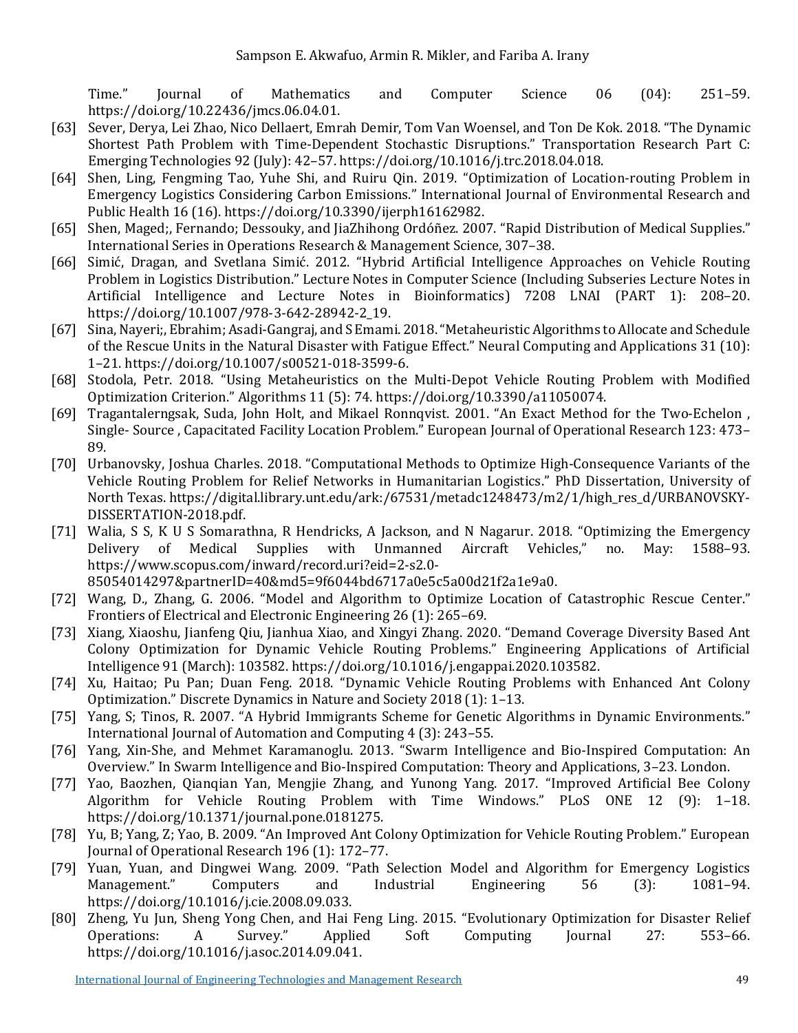Time." Journal of Mathematics and Computer Science 06 (04): 251–59. https://doi.org/10.22436/jmcs.06.04.01.

[63] Sever, Derya, Lei Zhao, Nico Dellaert, Emrah Demir, Tom Van Woensel, and Ton De Kok. 2018. "The Dynamic Shortest Path Problem with Time-Dependent Stochastic Disruptions." Transportation Research Part C: Emerging Technologies 92 (July): 42–57. https://doi.org/10.1016/j.trc.2018.04.018.

[64] Shen, Ling, Fengming Tao, Yuhe Shi, and Ruiru Qin. 2019. "Optimization of Location-routing Problem in Emergency Logistics Considering Carbon Emissions." International Journal of Environmental Research and Public Health 16 (16). https://doi.org/10.3390/ijerph16162982.

[65] Shen, Maged;, Fernando; Dessouky, and JiaZhihong Ordóñez. 2007. "Rapid Distribution of Medical Supplies." International Series in Operations Research & Management Science, 307–38.

[66] Simić, Dragan, and Svetlana Simić. 2012. "Hybrid Artificial Intelligence Approaches on Vehicle Routing Problem in Logistics Distribution." Lecture Notes in Computer Science (Including Subseries Lecture Notes in Artificial Intelligence and Lecture Notes in Bioinformatics) 7208 LNAI (PART 1): 208–20. https://doi.org/10.1007/978-3-642-28942-2_19.

[67] Sina, Nayeri;, Ebrahim; Asadi-Gangraj, and S Emami. 2018. "Metaheuristic Algorithms to Allocate and Schedule of the Rescue Units in the Natural Disaster with Fatigue Effect." Neural Computing and Applications 31 (10): 1–21. https://doi.org/10.1007/s00521-018-3599-6.

[68] Stodola, Petr. 2018. "Using Metaheuristics on the Multi-Depot Vehicle Routing Problem with Modified Optimization Criterion." Algorithms 11 (5): 74. https://doi.org/10.3390/a11050074.

[69] Tragantalerngsak, Suda, John Holt, and Mikael Ronnqvist. 2001. "An Exact Method for the Two-Echelon , Single- Source , Capacitated Facility Location Problem." European Journal of Operational Research 123: 473–89.

[70] Urbanovsky, Joshua Charles. 2018. "Computational Methods to Optimize High-Consequence Variants of the Vehicle Routing Problem for Relief Networks in Humanitarian Logistics." PhD Dissertation, University of North Texas. https://digital.library.unt.edu/ark:/67531/metadc1248473/m2/1/high_res_d/URBANOVSKY-DISSERTATION-2018.pdf.

[71] Walia, S S, K U S Somarathna, R Hendricks, A Jackson, and N Nagarur. 2018. "Optimizing the Emergency Delivery of Medical Supplies with Unmanned Aircraft Vehicles," no. May: 1588–93. https://www.scopus.com/inward/record.uri?eid=2-s2.0-85054014297&partnerID=40&md5=9f6044bd6717a0e5c5a00d21f2a1e9a0.

[72] Wang, D., Zhang, G. 2006. "Model and Algorithm to Optimize Location of Catastrophic Rescue Center." Frontiers of Electrical and Electronic Engineering 26 (1): 265–69.

[73] Xiang, Xiaoshu, Jianfeng Qiu, Jianhua Xiao, and Xingyi Zhang. 2020. "Demand Coverage Diversity Based Ant Colony Optimization for Dynamic Vehicle Routing Problems." Engineering Applications of Artificial Intelligence 91 (March): 103582. https://doi.org/10.1016/j.engappai.2020.103582.

[74] Xu, Haitao; Pu Pan; Duan Feng. 2018. "Dynamic Vehicle Routing Problems with Enhanced Ant Colony Optimization." Discrete Dynamics in Nature and Society 2018 (1): 1–13.

[75] Yang, S; Tinos, R. 2007. "A Hybrid Immigrants Scheme for Genetic Algorithms in Dynamic Environments." International Journal of Automation and Computing 4 (3): 243–55.

[76] Yang, Xin-She, and Mehmet Karamanoglu. 2013. "Swarm Intelligence and Bio-Inspired Computation: An Overview." In Swarm Intelligence and Bio-Inspired Computation: Theory and Applications, 3–23. London.

[77] Yao, Baozhen, Qianqian Yan, Mengjie Zhang, and Yunong Yang. 2017. "Improved Artificial Bee Colony Algorithm for Vehicle Routing Problem with Time Windows." PLoS ONE 12 (9): 1–18. https://doi.org/10.1371/journal.pone.0181275.

[78] Yu, B; Yang, Z; Yao, B. 2009. "An Improved Ant Colony Optimization for Vehicle Routing Problem." European Journal of Operational Research 196 (1): 172–77.

[79] Yuan, Yuan, and Dingwei Wang. 2009. "Path Selection Model and Algorithm for Emergency Logistics Management." Computers and Industrial Engineering 56 (3): 1081–94. https://doi.org/10.1016/j.cie.2008.09.033.

[80] Zheng, Yu Jun, Sheng Yong Chen, and Hai Feng Ling. 2015. "Evolutionary Optimization for Disaster Relief Operations: A Survey." Applied Soft Computing Journal 27: 553–66. https://doi.org/10.1016/j.asoc.2014.09.041.